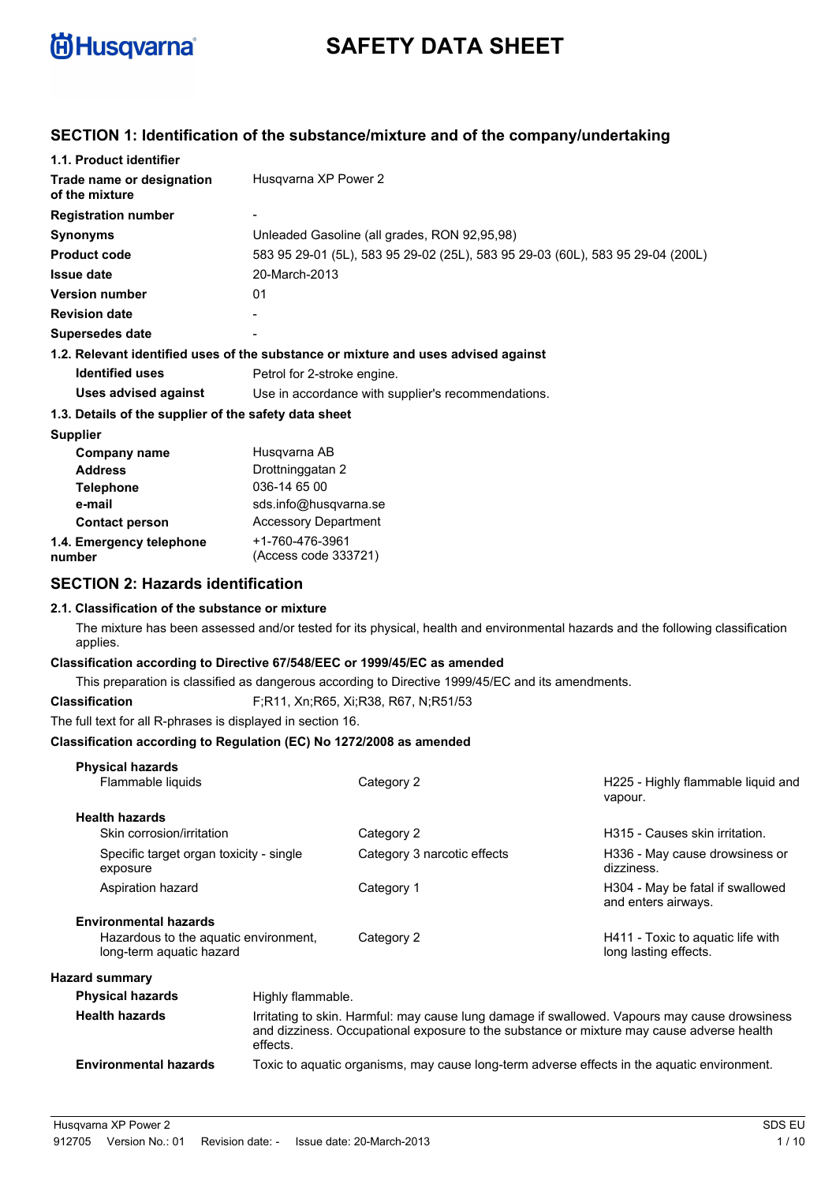# SAFETY DATA SHEET

## SECTION 1: Identification of the substance/mixture and of the company/undertaking

### 1.1. Product identifier

| | |
|---|---|
| **Trade name or designation of the mixture** | Husqvarna XP Power 2 |
| **Registration number** | - |
| **Synonyms** | Unleaded Gasoline (all grades, RON 92,95,98) |
| **Product code** | 583 95 29-01 (5L), 583 95 29-02 (25L), 583 95 29-03 (60L), 583 95 29-04 (200L) |
| **Issue date** | 20-March-2013 |
| **Version number** | 01 |
| **Revision date** | - |
| **Supersedes date** | - |

### 1.2. Relevant identified uses of the substance or mixture and uses advised against

| | |
|---|---|
| **Identified uses** | Petrol for 2-stroke engine. |
| **Uses advised against** | Use in accordance with supplier's recommendations. |

### 1.3. Details of the supplier of the safety data sheet

**Supplier**

| | |
|---|---|
| **Company name** | Husqvarna AB |
| **Address** | Drottninggatan 2 |
| **Telephone** | 036-14 65 00 |
| **e-mail** | sds.info@husqvarna.se |
| **Contact person** | Accessory Department |
| **1.4. Emergency telephone number** | +1-760-476-3961 (Access code 333721) |

## SECTION 2: Hazards identification

### 2.1. Classification of the substance or mixture

The mixture has been assessed and/or tested for its physical, health and environmental hazards and the following classification applies.

**Classification according to Directive 67/548/EEC or 1999/45/EC as amended**

This preparation is classified as dangerous according to Directive 1999/45/EC and its amendments.

**Classification** F;R11, Xn;R65, Xi;R38, R67, N;R51/53

The full text for all R-phrases is displayed in section 16.

**Classification according to Regulation (EC) No 1272/2008 as amended**

| | | |
|---|---|---|
| **Physical hazards** | | |
| Flammable liquids | Category 2 | H225 - Highly flammable liquid and vapour. |
| **Health hazards** | | |
| Skin corrosion/irritation | Category 2 | H315 - Causes skin irritation. |
| Specific target organ toxicity - single exposure | Category 3 narcotic effects | H336 - May cause drowsiness or dizziness. |
| Aspiration hazard | Category 1 | H304 - May be fatal if swallowed and enters airways. |
| **Environmental hazards** | | |
| Hazardous to the aquatic environment, long-term aquatic hazard | Category 2 | H411 - Toxic to aquatic life with long lasting effects. |

**Hazard summary**

| | |
|---|---|
| **Physical hazards** | Highly flammable. |
| **Health hazards** | Irritating to skin. Harmful: may cause lung damage if swallowed. Vapours may cause drowsiness and dizziness. Occupational exposure to the substance or mixture may cause adverse health effects. |
| **Environmental hazards** | Toxic to aquatic organisms, may cause long-term adverse effects in the aquatic environment. |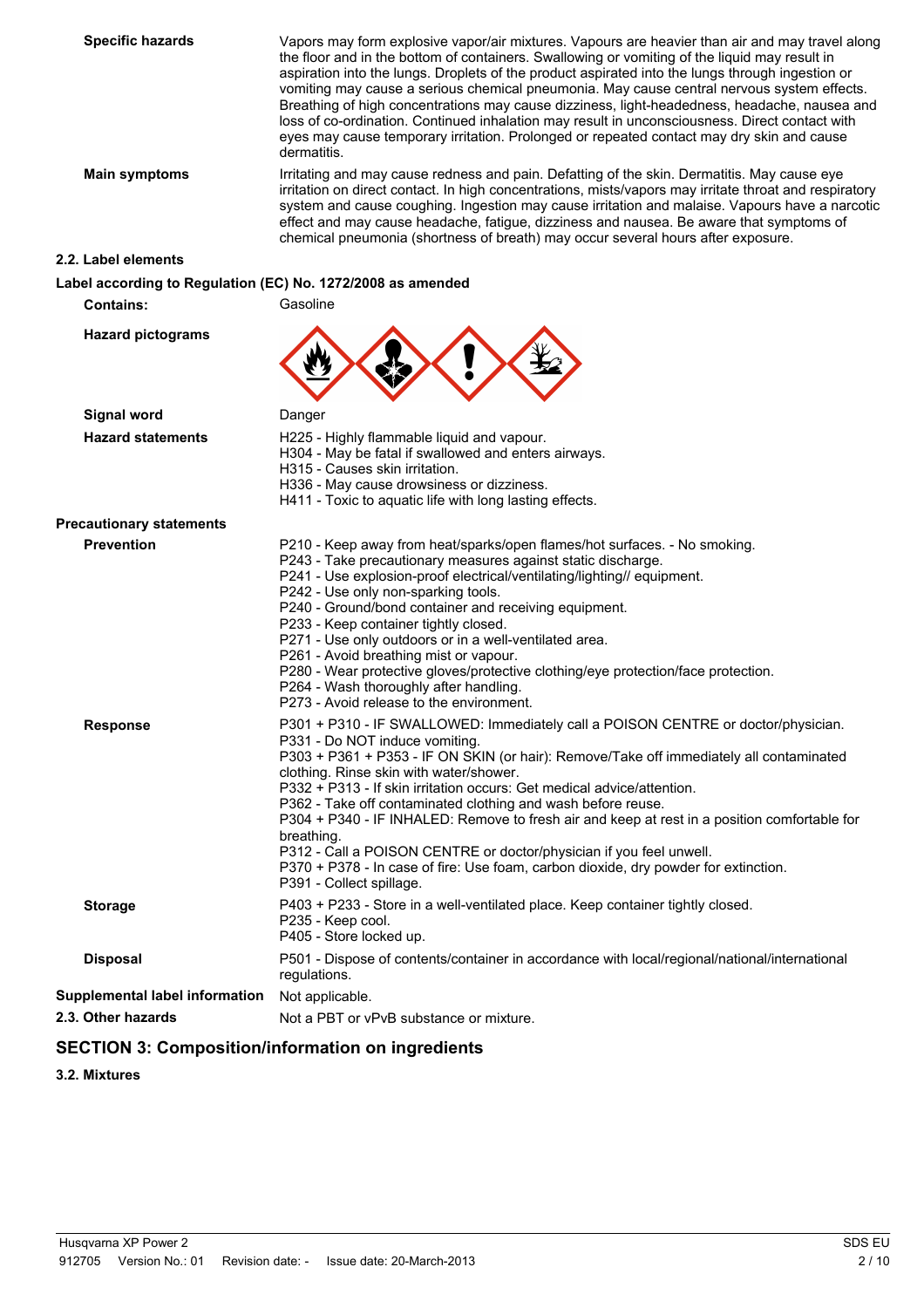| | |
|---|---|
| **Specific hazards** | Vapors may form explosive vapor/air mixtures. Vapours are heavier than air and may travel along the floor and in the bottom of containers. Swallowing or vomiting of the liquid may result in aspiration into the lungs. Droplets of the product aspirated into the lungs through ingestion or vomiting may cause a serious chemical pneumonia. May cause central nervous system effects. Breathing of high concentrations may cause dizziness, light-headedness, headache, nausea and loss of co-ordination. Continued inhalation may result in unconsciousness. Direct contact with eyes may cause temporary irritation. Prolonged or repeated contact may dry skin and cause dermatitis. |
| **Main symptoms** | Irritating and may cause redness and pain. Defatting of the skin. Dermatitis. May cause eye irritation on direct contact. In high concentrations, mists/vapors may irritate throat and respiratory system and cause coughing. Ingestion may cause irritation and malaise. Vapours have a narcotic effect and may cause headache, fatigue, dizziness and nausea. Be aware that symptoms of chemical pneumonia (shortness of breath) may occur several hours after exposure. |

### 2.2. Label elements

**Label according to Regulation (EC) No. 1272/2008 as amended**

**Contains:** Gasoline

**Hazard pictograms**

**Signal word** Danger

**Hazard statements**

H225 - Highly flammable liquid and vapour.
H304 - May be fatal if swallowed and enters airways.
H315 - Causes skin irritation.
H336 - May cause drowsiness or dizziness.
H411 - Toxic to aquatic life with long lasting effects.

**Precautionary statements**

**Prevention**

P210 - Keep away from heat/sparks/open flames/hot surfaces. - No smoking.
P243 - Take precautionary measures against static discharge.
P241 - Use explosion-proof electrical/ventilating/lighting// equipment.
P242 - Use only non-sparking tools.
P240 - Ground/bond container and receiving equipment.
P233 - Keep container tightly closed.
P271 - Use only outdoors or in a well-ventilated area.
P261 - Avoid breathing mist or vapour.
P280 - Wear protective gloves/protective clothing/eye protection/face protection.
P264 - Wash thoroughly after handling.
P273 - Avoid release to the environment.

**Response**

P301 + P310 - IF SWALLOWED: Immediately call a POISON CENTRE or doctor/physician.
P331 - Do NOT induce vomiting.
P303 + P361 + P353 - IF ON SKIN (or hair): Remove/Take off immediately all contaminated clothing. Rinse skin with water/shower.
P332 + P313 - If skin irritation occurs: Get medical advice/attention.
P362 - Take off contaminated clothing and wash before reuse.
P304 + P340 - IF INHALED: Remove to fresh air and keep at rest in a position comfortable for breathing.
P312 - Call a POISON CENTRE or doctor/physician if you feel unwell.
P370 + P378 - In case of fire: Use foam, carbon dioxide, dry powder for extinction.
P391 - Collect spillage.

**Storage**

P403 + P233 - Store in a well-ventilated place. Keep container tightly closed.
P235 - Keep cool.
P405 - Store locked up.

**Disposal**

P501 - Dispose of contents/container in accordance with local/regional/national/international regulations.

**Supplemental label information** Not applicable.

### 2.3. Other hazards

Not a PBT or vPvB substance or mixture.

## SECTION 3: Composition/information on ingredients

### 3.2. Mixtures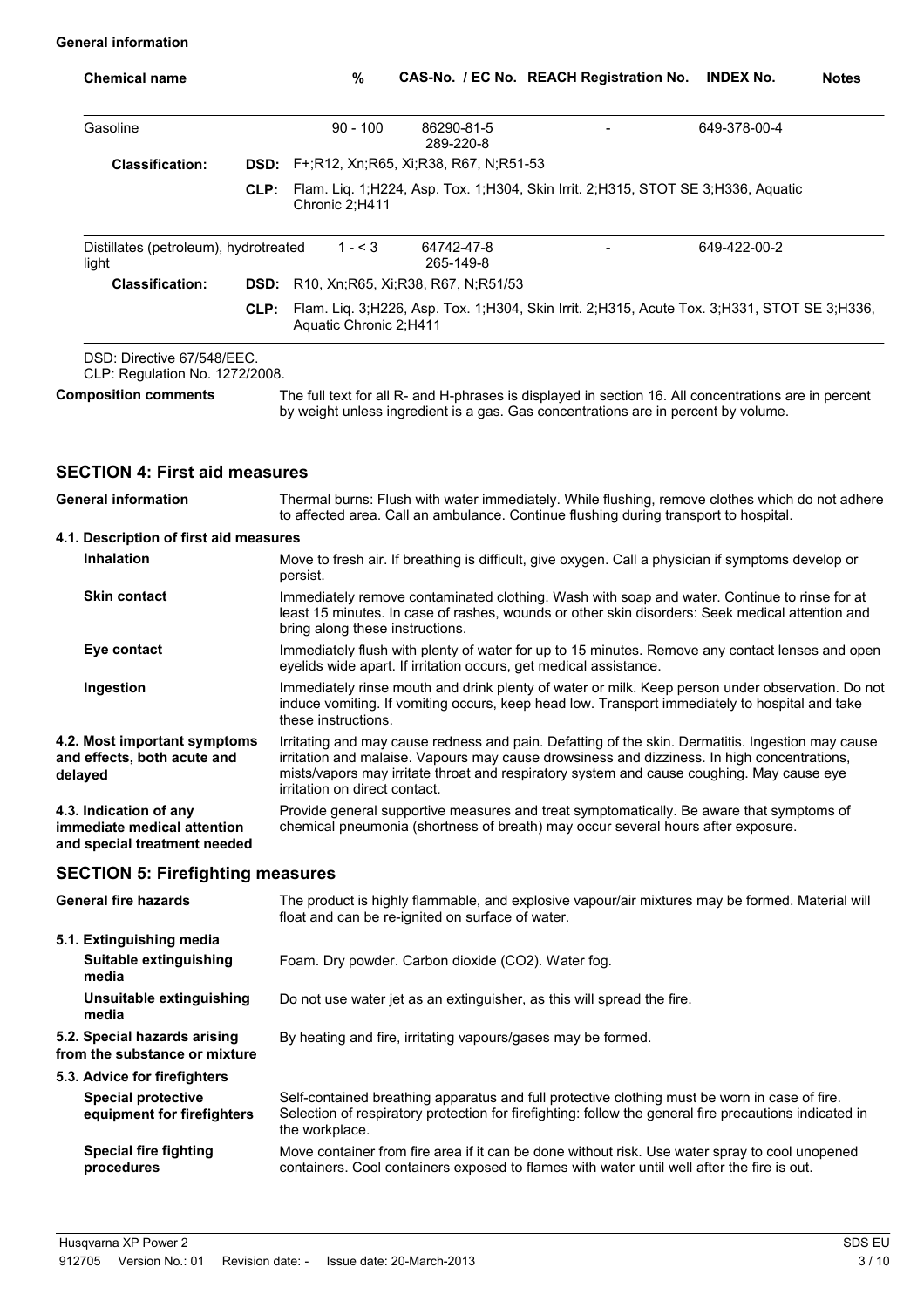**General information**

| Chemical name | % | CAS-No. / EC No. | REACH Registration No. | INDEX No. | Notes |
|---|---|---|---|---|---|
| Gasoline | 90 - 100 | 86290-81-5<br>289-220-8 | - | 649-378-00-4 | |
| **Classification:** **DSD:** F+;R12, Xn;R65, Xi;R38, R67, N;R51-53<br>**CLP:** Flam. Liq. 1;H224, Asp. Tox. 1;H304, Skin Irrit. 2;H315, STOT SE 3;H336, Aquatic Chronic 2;H411 | | | | | |
| Distillates (petroleum), hydrotreated light | 1 - < 3 | 64742-47-8<br>265-149-8 | - | 649-422-00-2 | |
| **Classification:** **DSD:** R10, Xn;R65, Xi;R38, R67, N;R51/53<br>**CLP:** Flam. Liq. 3;H226, Asp. Tox. 1;H304, Skin Irrit. 2;H315, Acute Tox. 3;H331, STOT SE 3;H336, Aquatic Chronic 2;H411 | | | | | |

DSD: Directive 67/548/EEC.
CLP: Regulation No. 1272/2008.

**Composition comments** The full text for all R- and H-phrases is displayed in section 16. All concentrations are in percent by weight unless ingredient is a gas. Gas concentrations are in percent by volume.

## SECTION 4: First aid measures

**General information** Thermal burns: Flush with water immediately. While flushing, remove clothes which do not adhere to affected area. Call an ambulance. Continue flushing during transport to hospital.

**4.1. Description of first aid measures**

**Inhalation** Move to fresh air. If breathing is difficult, give oxygen. Call a physician if symptoms develop or persist.

**Skin contact** Immediately remove contaminated clothing. Wash with soap and water. Continue to rinse for at least 15 minutes. In case of rashes, wounds or other skin disorders: Seek medical attention and bring along these instructions.

**Eye contact** Immediately flush with plenty of water for up to 15 minutes. Remove any contact lenses and open eyelids wide apart. If irritation occurs, get medical assistance.

**Ingestion** Immediately rinse mouth and drink plenty of water or milk. Keep person under observation. Do not induce vomiting. If vomiting occurs, keep head low. Transport immediately to hospital and take these instructions.

**4.2. Most important symptoms and effects, both acute and delayed** Irritating and may cause redness and pain. Defatting of the skin. Dermatitis. Ingestion may cause irritation and malaise. Vapours may cause drowsiness and dizziness. In high concentrations, mists/vapors may irritate throat and respiratory system and cause coughing. May cause eye irritation on direct contact.

**4.3. Indication of any immediate medical attention and special treatment needed** Provide general supportive measures and treat symptomatically. Be aware that symptoms of chemical pneumonia (shortness of breath) may occur several hours after exposure.

## SECTION 5: Firefighting measures

**General fire hazards** The product is highly flammable, and explosive vapour/air mixtures may be formed. Material will float and can be re-ignited on surface of water.

**5.1. Extinguishing media**

**Suitable extinguishing media** Foam. Dry powder. Carbon dioxide ($CO_2$). Water fog.

**Unsuitable extinguishing media** Do not use water jet as an extinguisher, as this will spread the fire.

**5.2. Special hazards arising from the substance or mixture** By heating and fire, irritating vapours/gases may be formed.

**5.3. Advice for firefighters**

**Special protective equipment for firefighters** Self-contained breathing apparatus and full protective clothing must be worn in case of fire. Selection of respiratory protection for firefighting: follow the general fire precautions indicated in the workplace.

**Special fire fighting procedures** Move container from fire area if it can be done without risk. Use water spray to cool unopened containers. Cool containers exposed to flames with water until well after the fire is out.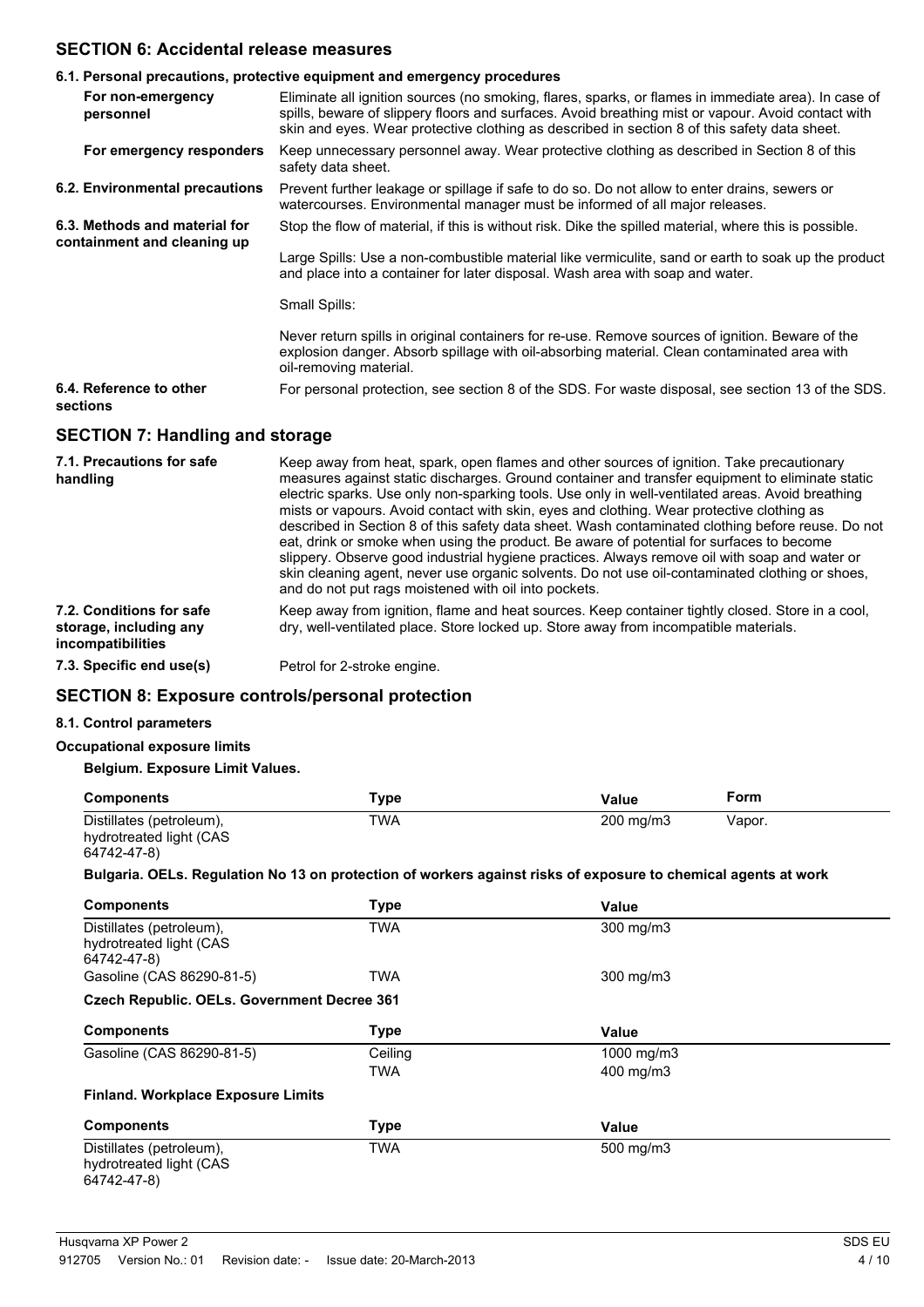## SECTION 6: Accidental release measures

### 6.1. Personal precautions, protective equipment and emergency procedures

**For non-emergency personnel**

Eliminate all ignition sources (no smoking, flares, sparks, or flames in immediate area). In case of spills, beware of slippery floors and surfaces. Avoid breathing mist or vapour. Avoid contact with skin and eyes. Wear protective clothing as described in section 8 of this safety data sheet.

**For emergency responders**

Keep unnecessary personnel away. Wear protective clothing as described in Section 8 of this safety data sheet.

**6.2. Environmental precautions**

Prevent further leakage or spillage if safe to do so. Do not allow to enter drains, sewers or watercourses. Environmental manager must be informed of all major releases.

**6.3. Methods and material for containment and cleaning up**

Stop the flow of material, if this is without risk. Dike the spilled material, where this is possible.

Large Spills: Use a non-combustible material like vermiculite, sand or earth to soak up the product and place into a container for later disposal. Wash area with soap and water.

Small Spills:

Never return spills in original containers for re-use. Remove sources of ignition. Beware of the explosion danger. Absorb spillage with oil-absorbing material. Clean contaminated area with oil-removing material.

**6.4. Reference to other sections**

For personal protection, see section 8 of the SDS. For waste disposal, see section 13 of the SDS.

## SECTION 7: Handling and storage

**7.1. Precautions for safe handling**

Keep away from heat, spark, open flames and other sources of ignition. Take precautionary measures against static discharges. Ground container and transfer equipment to eliminate static electric sparks. Use only non-sparking tools. Use only in well-ventilated areas. Avoid breathing mists or vapours. Avoid contact with skin, eyes and clothing. Wear protective clothing as described in Section 8 of this safety data sheet. Wash contaminated clothing before reuse. Do not eat, drink or smoke when using the product. Be aware of potential for surfaces to become slippery. Observe good industrial hygiene practices. Always remove oil with soap and water or skin cleaning agent, never use organic solvents. Do not use oil-contaminated clothing or shoes, and do not put rags moistened with oil into pockets.

**7.2. Conditions for safe storage, including any incompatibilities**

Keep away from ignition, flame and heat sources. Keep container tightly closed. Store in a cool, dry, well-ventilated place. Store locked up. Store away from incompatible materials.

**7.3. Specific end use(s)**

Petrol for 2-stroke engine.

## SECTION 8: Exposure controls/personal protection

### 8.1. Control parameters

**Occupational exposure limits**

**Belgium. Exposure Limit Values.**

| Components | Type | Value | Form |
|---|---|---|---|
| Distillates (petroleum), hydrotreated light (CAS 64742-47-8) | TWA | 200 mg/m3 | Vapor. |

**Bulgaria. OELs. Regulation No 13 on protection of workers against risks of exposure to chemical agents at work**

| Components | Type | Value |
|---|---|---|
| Distillates (petroleum), hydrotreated light (CAS 64742-47-8) | TWA | 300 mg/m3 |
| Gasoline (CAS 86290-81-5) | TWA | 300 mg/m3 |

**Czech Republic. OELs. Government Decree 361**

| Components | Type | Value |
|---|---|---|
| Gasoline (CAS 86290-81-5) | Ceiling | 1000 mg/m3 |
| | TWA | 400 mg/m3 |

**Finland. Workplace Exposure Limits**

| Components | Type | Value |
|---|---|---|
| Distillates (petroleum), hydrotreated light (CAS 64742-47-8) | TWA | 500 mg/m3 |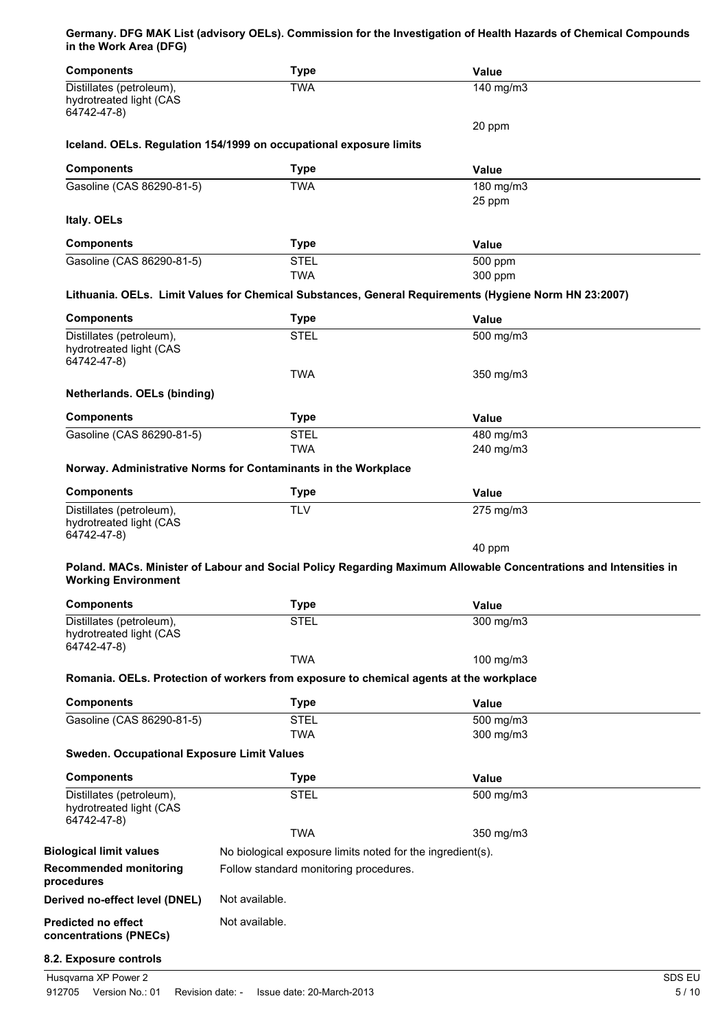**Germany. DFG MAK List (advisory OELs). Commission for the Investigation of Health Hazards of Chemical Compounds in the Work Area (DFG)**

| Components | Type | Value |
|---|---|---|
| Distillates (petroleum), hydrotreated light (CAS 64742-47-8) | TWA | 140 mg/m3 |
| | | 20 ppm |

**Iceland. OELs. Regulation 154/1999 on occupational exposure limits**

| Components | Type | Value |
|---|---|---|
| Gasoline (CAS 86290-81-5) | TWA | 180 mg/m3 |
| | | 25 ppm |

**Italy. OELs**

| Components | Type | Value |
|---|---|---|
| Gasoline (CAS 86290-81-5) | STEL | 500 ppm |
| | TWA | 300 ppm |

**Lithuania. OELs. Limit Values for Chemical Substances, General Requirements (Hygiene Norm HN 23:2007)**

| Components | Type | Value |
|---|---|---|
| Distillates (petroleum), hydrotreated light (CAS 64742-47-8) | STEL | 500 mg/m3 |
| | TWA | 350 mg/m3 |

**Netherlands. OELs (binding)**

| Components | Type | Value |
|---|---|---|
| Gasoline (CAS 86290-81-5) | STEL | 480 mg/m3 |
| | TWA | 240 mg/m3 |

**Norway. Administrative Norms for Contaminants in the Workplace**

| Components | Type | Value |
|---|---|---|
| Distillates (petroleum), hydrotreated light (CAS 64742-47-8) | TLV | 275 mg/m3 |
| | | 40 ppm |

**Poland. MACs. Minister of Labour and Social Policy Regarding Maximum Allowable Concentrations and Intensities in Working Environment**

| Components | Type | Value |
|---|---|---|
| Distillates (petroleum), hydrotreated light (CAS 64742-47-8) | STEL | 300 mg/m3 |
| | TWA | 100 mg/m3 |

**Romania. OELs. Protection of workers from exposure to chemical agents at the workplace**

| Components | Type | Value |
|---|---|---|
| Gasoline (CAS 86290-81-5) | STEL | 500 mg/m3 |
| | TWA | 300 mg/m3 |

**Sweden. Occupational Exposure Limit Values**

| Components | Type | Value |
|---|---|---|
| Distillates (petroleum), hydrotreated light (CAS 64742-47-8) | STEL | 500 mg/m3 |
| | TWA | 350 mg/m3 |

**Biological limit values** No biological exposure limits noted for the ingredient(s).

**Recommended monitoring procedures** Follow standard monitoring procedures.

**Derived no-effect level (DNEL)** Not available.

**Predicted no effect concentrations (PNECs)** Not available.

**8.2. Exposure controls**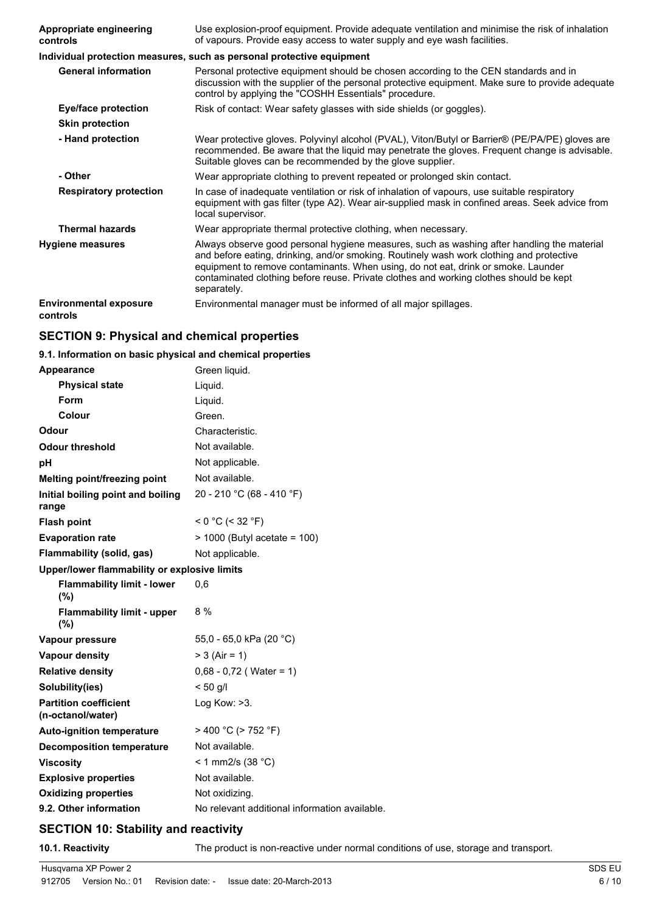| | |
|---|---|
| **Appropriate engineering controls** | Use explosion-proof equipment. Provide adequate ventilation and minimise the risk of inhalation of vapours. Provide easy access to water supply and eye wash facilities. |

**Individual protection measures, such as personal protective equipment**

| | |
|---|---|
| **General information** | Personal protective equipment should be chosen according to the CEN standards and in discussion with the supplier of the personal protective equipment. Make sure to provide adequate control by applying the "COSHH Essentials" procedure. |
| **Eye/face protection** | Risk of contact: Wear safety glasses with side shields (or goggles). |
| **Skin protection** | |
| **- Hand protection** | Wear protective gloves. Polyvinyl alcohol (PVAL), Viton/Butyl or Barrier® (PE/PA/PE) gloves are recommended. Be aware that the liquid may penetrate the gloves. Frequent change is advisable. Suitable gloves can be recommended by the glove supplier. |
| **- Other** | Wear appropriate clothing to prevent repeated or prolonged skin contact. |
| **Respiratory protection** | In case of inadequate ventilation or risk of inhalation of vapours, use suitable respiratory equipment with gas filter (type A2). Wear air-supplied mask in confined areas. Seek advice from local supervisor. |
| **Thermal hazards** | Wear appropriate thermal protective clothing, when necessary. |
| **Hygiene measures** | Always observe good personal hygiene measures, such as washing after handling the material and before eating, drinking, and/or smoking. Routinely wash work clothing and protective equipment to remove contaminants. When using, do not eat, drink or smoke. Launder contaminated clothing before reuse. Private clothes and working clothes should be kept separately. |
| **Environmental exposure controls** | Environmental manager must be informed of all major spillages. |

## SECTION 9: Physical and chemical properties

**9.1. Information on basic physical and chemical properties**

| | |
|---|---|
| **Appearance** | Green liquid. |
| **Physical state** | Liquid. |
| **Form** | Liquid. |
| **Colour** | Green. |
| **Odour** | Characteristic. |
| **Odour threshold** | Not available. |
| **pH** | Not applicable. |
| **Melting point/freezing point** | Not available. |
| **Initial boiling point and boiling range** | 20 - 210 °C (68 - 410 °F) |
| **Flash point** | < 0 °C (< 32 °F) |
| **Evaporation rate** | > 1000 (Butyl acetate = 100) |
| **Flammability (solid, gas)** | Not applicable. |
| **Upper/lower flammability or explosive limits** | |
| **Flammability limit - lower (%)** | 0,6 |
| **Flammability limit - upper (%)** | 8 % |
| **Vapour pressure** | 55,0 - 65,0 kPa (20 °C) |
| **Vapour density** | > 3 (Air = 1) |
| **Relative density** | 0,68 - 0,72 ( Water = 1) |
| **Solubility(ies)** | < 50 g/l |
| **Partition coefficient (n-octanol/water)** | Log Kow: >3. |
| **Auto-ignition temperature** | > 400 °C (> 752 °F) |
| **Decomposition temperature** | Not available. |
| **Viscosity** | < 1 mm2/s (38 °C) |
| **Explosive properties** | Not available. |
| **Oxidizing properties** | Not oxidizing. |
| **9.2. Other information** | No relevant additional information available. |

## SECTION 10: Stability and reactivity

| | |
|---|---|
| **10.1. Reactivity** | The product is non-reactive under normal conditions of use, storage and transport. |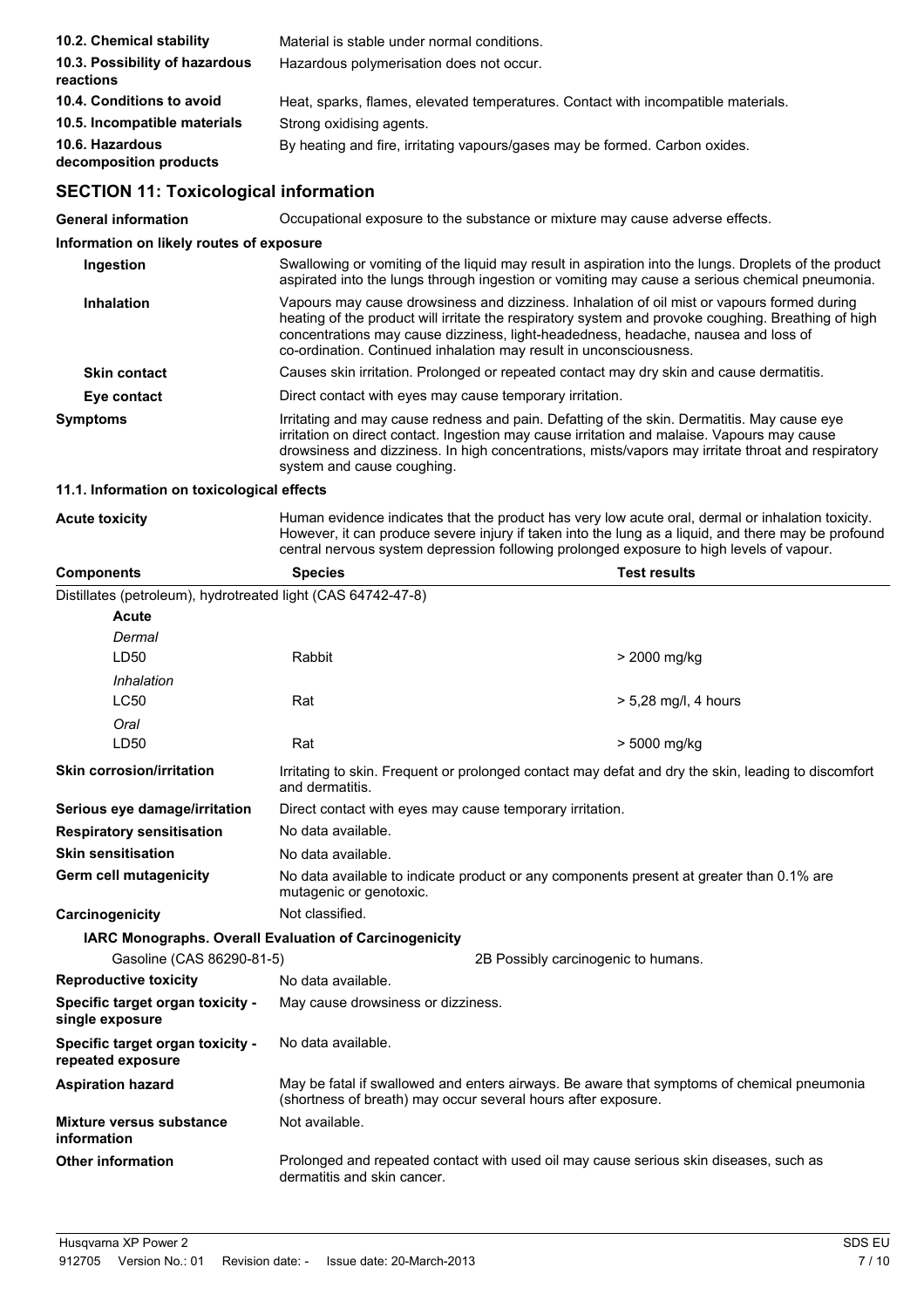| | |
|---|---|
| **10.2. Chemical stability** | Material is stable under normal conditions. |
| **10.3. Possibility of hazardous reactions** | Hazardous polymerisation does not occur. |
| **10.4. Conditions to avoid** | Heat, sparks, flames, elevated temperatures. Contact with incompatible materials. |
| **10.5. Incompatible materials** | Strong oxidising agents. |
| **10.6. Hazardous decomposition products** | By heating and fire, irritating vapours/gases may be formed. Carbon oxides. |

## SECTION 11: Toxicological information

**General information** Occupational exposure to the substance or mixture may cause adverse effects.

**Information on likely routes of exposure**

| | |
|---|---|
| **Ingestion** | Swallowing or vomiting of the liquid may result in aspiration into the lungs. Droplets of the product aspirated into the lungs through ingestion or vomiting may cause a serious chemical pneumonia. |
| **Inhalation** | Vapours may cause drowsiness and dizziness. Inhalation of oil mist or vapours formed during heating of the product will irritate the respiratory system and provoke coughing. Breathing of high concentrations may cause dizziness, light-headedness, headache, nausea and loss of co-ordination. Continued inhalation may result in unconsciousness. |
| **Skin contact** | Causes skin irritation. Prolonged or repeated contact may dry skin and cause dermatitis. |
| **Eye contact** | Direct contact with eyes may cause temporary irritation. |
| **Symptoms** | Irritating and may cause redness and pain. Defatting of the skin. Dermatitis. May cause eye irritation on direct contact. Ingestion may cause irritation and malaise. Vapours may cause drowsiness and dizziness. In high concentrations, mists/vapors may irritate throat and respiratory system and cause coughing. |

**11.1. Information on toxicological effects**

**Acute toxicity** Human evidence indicates that the product has very low acute oral, dermal or inhalation toxicity. However, it can produce severe injury if taken into the lung as a liquid, and there may be profound central nervous system depression following prolonged exposure to high levels of vapour.

| Components | Species | Test results |
|---|---|---|
| Distillates (petroleum), hydrotreated light (CAS 64742-47-8) | | |
| **Acute** | | |
| *Dermal* | | |
| LD50 | Rabbit | > 2000 mg/kg |
| *Inhalation* | | |
| LC50 | Rat | > 5,28 mg/l, 4 hours |
| *Oral* | | |
| LD50 | Rat | > 5000 mg/kg |

| | |
|---|---|
| **Skin corrosion/irritation** | Irritating to skin. Frequent or prolonged contact may defat and dry the skin, leading to discomfort and dermatitis. |
| **Serious eye damage/irritation** | Direct contact with eyes may cause temporary irritation. |
| **Respiratory sensitisation** | No data available. |
| **Skin sensitisation** | No data available. |
| **Germ cell mutagenicity** | No data available to indicate product or any components present at greater than 0.1% are mutagenic or genotoxic. |
| **Carcinogenicity** | Not classified. |

**IARC Monographs. Overall Evaluation of Carcinogenicity**

| | |
|---|---|
| Gasoline (CAS 86290-81-5) | 2B Possibly carcinogenic to humans. |

| | |
|---|---|
| **Reproductive toxicity** | No data available. |
| **Specific target organ toxicity - single exposure** | May cause drowsiness or dizziness. |
| **Specific target organ toxicity - repeated exposure** | No data available. |
| **Aspiration hazard** | May be fatal if swallowed and enters airways. Be aware that symptoms of chemical pneumonia (shortness of breath) may occur several hours after exposure. |
| **Mixture versus substance information** | Not available. |
| **Other information** | Prolonged and repeated contact with used oil may cause serious skin diseases, such as dermatitis and skin cancer. |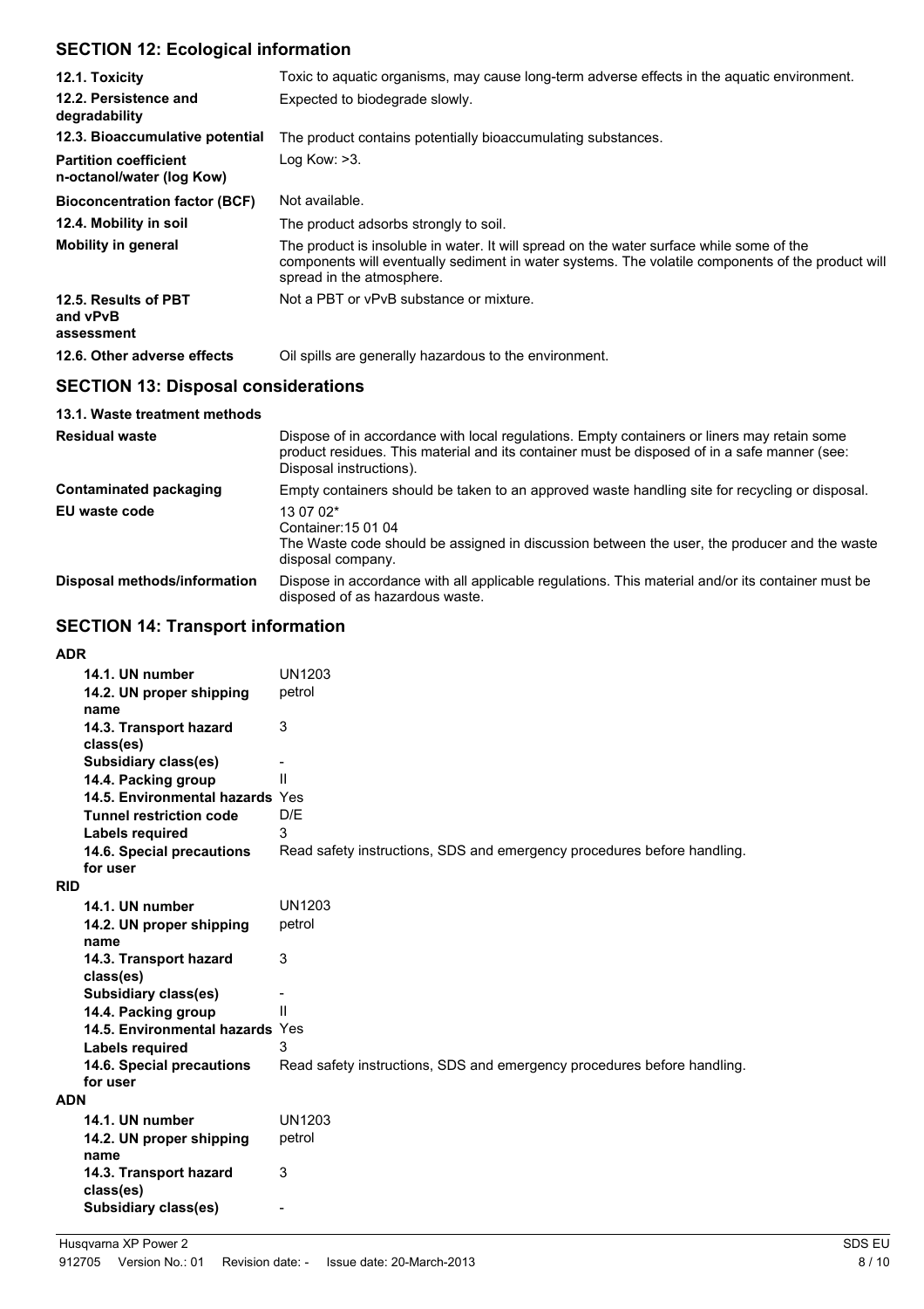## SECTION 12: Ecological information

| | |
|---|---|
| **12.1. Toxicity** | Toxic to aquatic organisms, may cause long-term adverse effects in the aquatic environment. |
| **12.2. Persistence and degradability** | Expected to biodegrade slowly. |
| **12.3. Bioaccumulative potential** | The product contains potentially bioaccumulating substances. |
| **Partition coefficient n-octanol/water (log Kow)** | Log Kow: >3. |
| **Bioconcentration factor (BCF)** | Not available. |
| **12.4. Mobility in soil** | The product adsorbs strongly to soil. |
| **Mobility in general** | The product is insoluble in water. It will spread on the water surface while some of the components will eventually sediment in water systems. The volatile components of the product will spread in the atmosphere. |
| **12.5. Results of PBT and vPvB assessment** | Not a PBT or vPvB substance or mixture. |
| **12.6. Other adverse effects** | Oil spills are generally hazardous to the environment. |

## SECTION 13: Disposal considerations

**13.1. Waste treatment methods**

| | |
|---|---|
| **Residual waste** | Dispose of in accordance with local regulations. Empty containers or liners may retain some product residues. This material and its container must be disposed of in a safe manner (see: Disposal instructions). |
| **Contaminated packaging** | Empty containers should be taken to an approved waste handling site for recycling or disposal. |
| **EU waste code** | 13 07 02*<br>Container:15 01 04<br>The Waste code should be assigned in discussion between the user, the producer and the waste disposal company. |
| **Disposal methods/information** | Dispose in accordance with all applicable regulations. This material and/or its container must be disposed of as hazardous waste. |

## SECTION 14: Transport information

**ADR**

| | |
|---|---|
| **14.1. UN number** | UN1203 |
| **14.2. UN proper shipping name** | petrol |
| **14.3. Transport hazard class(es)** | 3 |
| **Subsidiary class(es)** | - |
| **14.4. Packing group** | II |
| **14.5. Environmental hazards** | Yes |
| **Tunnel restriction code** | D/E |
| **Labels required** | 3 |
| **14.6. Special precautions for user** | Read safety instructions, SDS and emergency procedures before handling. |

**RID**

| | |
|---|---|
| **14.1. UN number** | UN1203 |
| **14.2. UN proper shipping name** | petrol |
| **14.3. Transport hazard class(es)** | 3 |
| **Subsidiary class(es)** | - |
| **14.4. Packing group** | II |
| **14.5. Environmental hazards** | Yes |
| **Labels required** | 3 |
| **14.6. Special precautions for user** | Read safety instructions, SDS and emergency procedures before handling. |

**ADN**

| | |
|---|---|
| **14.1. UN number** | UN1203 |
| **14.2. UN proper shipping name** | petrol |
| **14.3. Transport hazard class(es)** | 3 |
| **Subsidiary class(es)** | - |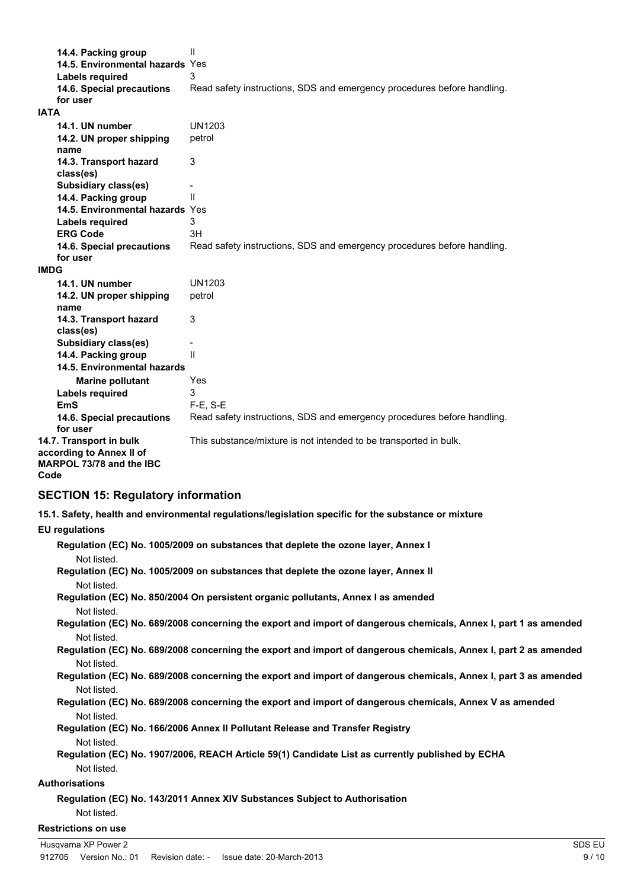| | |
|---|---|
| **14.4. Packing group** | II |
| **14.5. Environmental hazards** | Yes |
| **Labels required** | 3 |
| **14.6. Special precautions for user** | Read safety instructions, SDS and emergency procedures before handling. |

**IATA**

| | |
|---|---|
| **14.1. UN number** | UN1203 |
| **14.2. UN proper shipping name** | petrol |
| **14.3. Transport hazard class(es)** | 3 |
| **Subsidiary class(es)** | - |
| **14.4. Packing group** | II |
| **14.5. Environmental hazards** | Yes |
| **Labels required** | 3 |
| **ERG Code** | 3H |
| **14.6. Special precautions for user** | Read safety instructions, SDS and emergency procedures before handling. |

**IMDG**

| | |
|---|---|
| **14.1. UN number** | UN1203 |
| **14.2. UN proper shipping name** | petrol |
| **14.3. Transport hazard class(es)** | 3 |
| **Subsidiary class(es)** | - |
| **14.4. Packing group** | II |
| **14.5. Environmental hazards** | |
| **Marine pollutant** | Yes |
| **Labels required** | 3 |
| **EmS** | F-E, S-E |
| **14.6. Special precautions for user** | Read safety instructions, SDS and emergency procedures before handling. |

| | |
|---|---|
| **14.7. Transport in bulk according to Annex II of MARPOL 73/78 and the IBC Code** | This substance/mixture is not intended to be transported in bulk. |

## SECTION 15: Regulatory information

**15.1. Safety, health and environmental regulations/legislation specific for the substance or mixture**

**EU regulations**

**Regulation (EC) No. 1005/2009 on substances that deplete the ozone layer, Annex I**

Not listed.

**Regulation (EC) No. 1005/2009 on substances that deplete the ozone layer, Annex II**

Not listed.

**Regulation (EC) No. 850/2004 On persistent organic pollutants, Annex I as amended**

Not listed.

**Regulation (EC) No. 689/2008 concerning the export and import of dangerous chemicals, Annex I, part 1 as amended**

Not listed.

**Regulation (EC) No. 689/2008 concerning the export and import of dangerous chemicals, Annex I, part 2 as amended**

Not listed.

**Regulation (EC) No. 689/2008 concerning the export and import of dangerous chemicals, Annex I, part 3 as amended**

Not listed.

**Regulation (EC) No. 689/2008 concerning the export and import of dangerous chemicals, Annex V as amended**

Not listed.

**Regulation (EC) No. 166/2006 Annex II Pollutant Release and Transfer Registry**

Not listed.

**Regulation (EC) No. 1907/2006, REACH Article 59(1) Candidate List as currently published by ECHA**

Not listed.

**Authorisations**

**Regulation (EC) No. 143/2011 Annex XIV Substances Subject to Authorisation**

Not listed.

**Restrictions on use**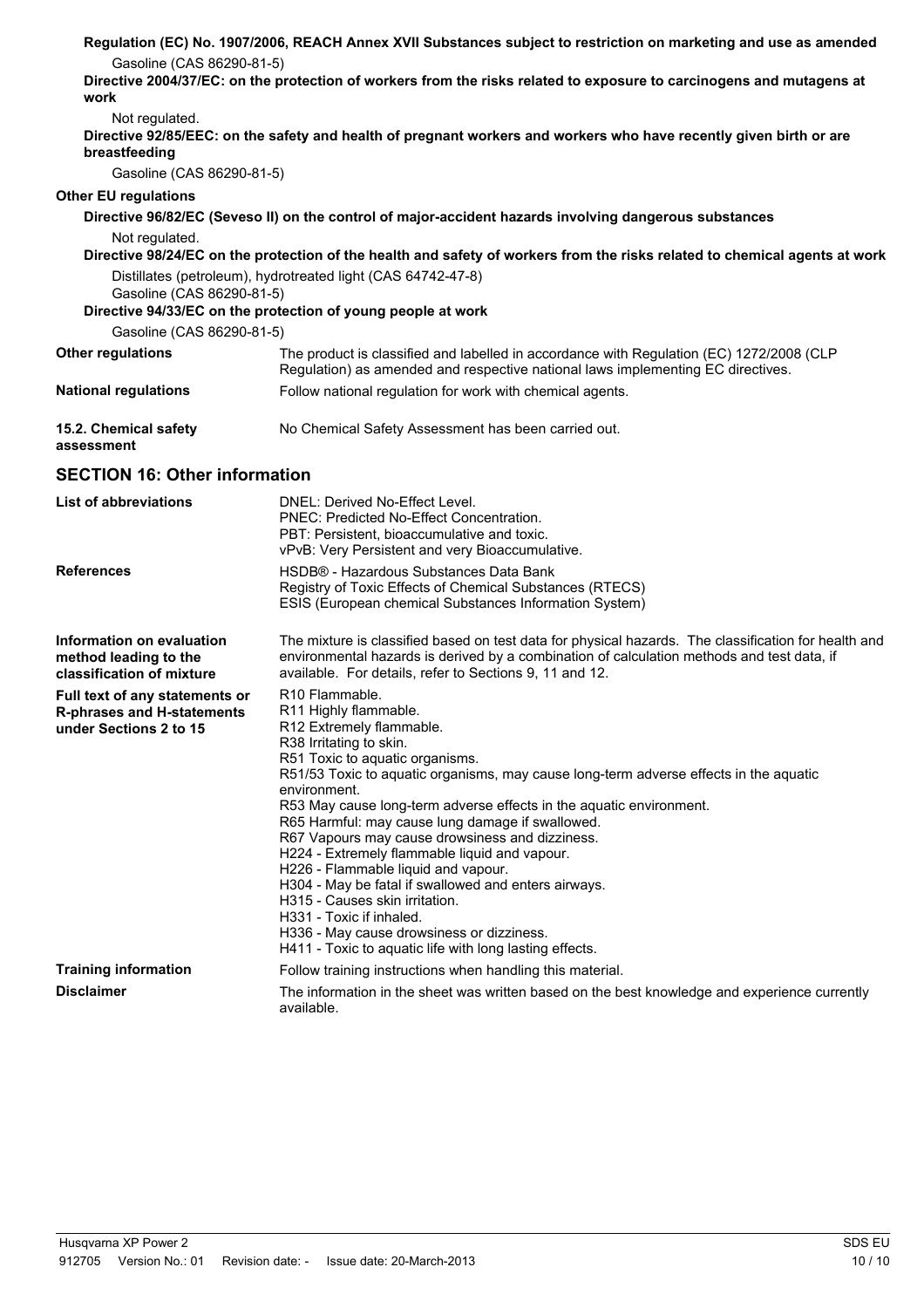**Regulation (EC) No. 1907/2006, REACH Annex XVII Substances subject to restriction on marketing and use as amended**

Gasoline (CAS 86290-81-5)

**Directive 2004/37/EC: on the protection of workers from the risks related to exposure to carcinogens and mutagens at work**

Not regulated.

**Directive 92/85/EEC: on the safety and health of pregnant workers and workers who have recently given birth or are breastfeeding**

Gasoline (CAS 86290-81-5)

**Other EU regulations**

**Directive 96/82/EC (Seveso II) on the control of major-accident hazards involving dangerous substances**

Not regulated.

**Directive 98/24/EC on the protection of the health and safety of workers from the risks related to chemical agents at work**

Distillates (petroleum), hydrotreated light (CAS 64742-47-8)
Gasoline (CAS 86290-81-5)

**Directive 94/33/EC on the protection of young people at work**

Gasoline (CAS 86290-81-5)

| | |
|---|---|
| **Other regulations** | The product is classified and labelled in accordance with Regulation (EC) 1272/2008 (CLP Regulation) as amended and respective national laws implementing EC directives. |
| **National regulations** | Follow national regulation for work with chemical agents. |
| **15.2. Chemical safety assessment** | No Chemical Safety Assessment has been carried out. |

## SECTION 16: Other information

| | |
|---|---|
| **List of abbreviations** | DNEL: Derived No-Effect Level.<br>PNEC: Predicted No-Effect Concentration.<br>PBT: Persistent, bioaccumulative and toxic.<br>vPvB: Very Persistent and very Bioaccumulative. |
| **References** | HSDB® - Hazardous Substances Data Bank<br>Registry of Toxic Effects of Chemical Substances (RTECS)<br>ESIS (European chemical Substances Information System) |
| **Information on evaluation method leading to the classification of mixture** | The mixture is classified based on test data for physical hazards. The classification for health and environmental hazards is derived by a combination of calculation methods and test data, if available. For details, refer to Sections 9, 11 and 12. |
| **Full text of any statements or R-phrases and H-statements under Sections 2 to 15** | R10 Flammable.<br>R11 Highly flammable.<br>R12 Extremely flammable.<br>R38 Irritating to skin.<br>R51 Toxic to aquatic organisms.<br>R51/53 Toxic to aquatic organisms, may cause long-term adverse effects in the aquatic environment.<br>R53 May cause long-term adverse effects in the aquatic environment.<br>R65 Harmful: may cause lung damage if swallowed.<br>R67 Vapours may cause drowsiness and dizziness.<br>H224 - Extremely flammable liquid and vapour.<br>H226 - Flammable liquid and vapour.<br>H304 - May be fatal if swallowed and enters airways.<br>H315 - Causes skin irritation.<br>H331 - Toxic if inhaled.<br>H336 - May cause drowsiness or dizziness.<br>H411 - Toxic to aquatic life with long lasting effects. |
| **Training information** | Follow training instructions when handling this material. |
| **Disclaimer** | The information in the sheet was written based on the best knowledge and experience currently available. |